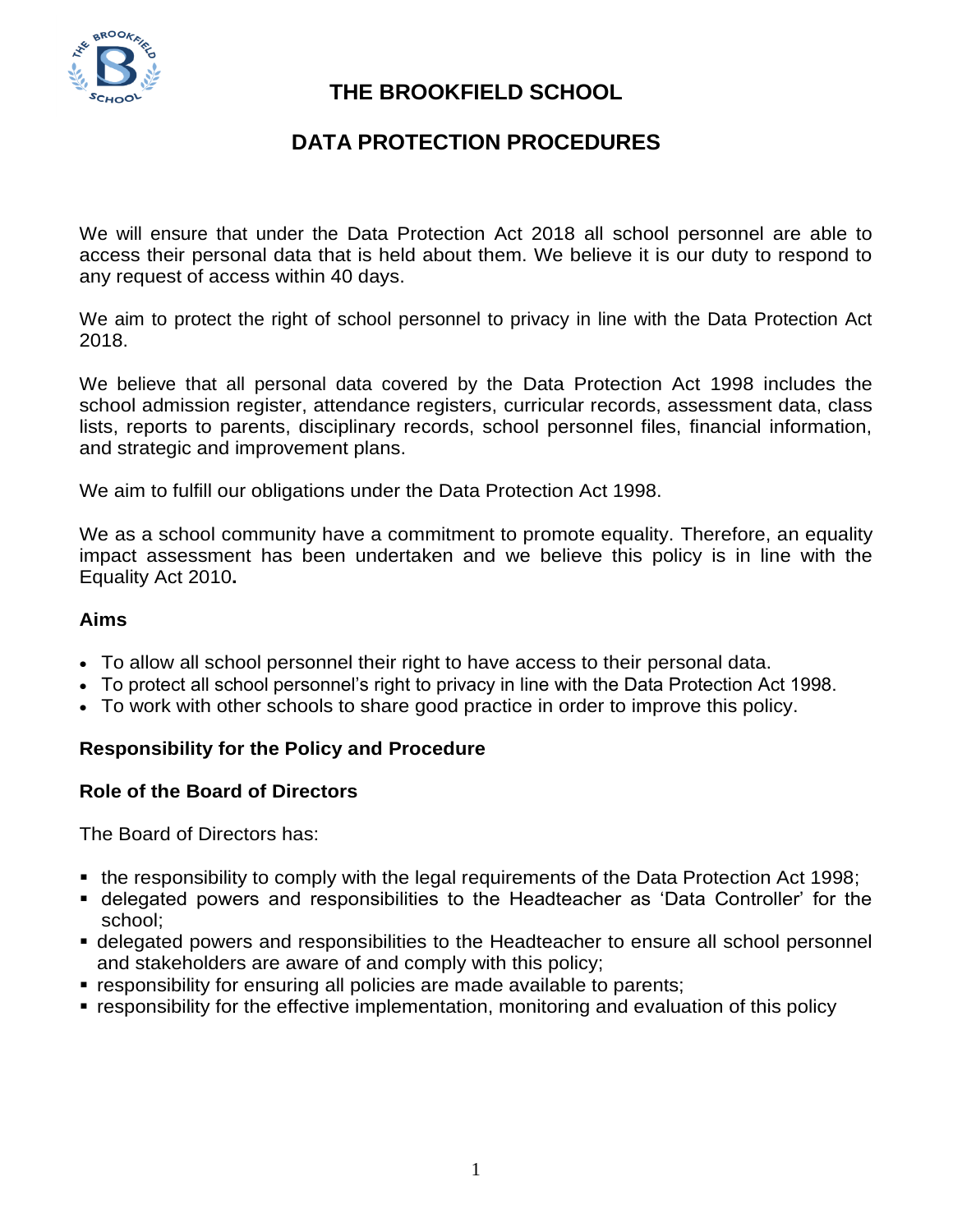# THE BROOKFIELD SCHOOL

## DATA PROTECTION PROCEDURES

We will ensure that under the Data Protection Act 2018 all school personnel are able to access their personal data that is held about them. We believe it is our duty to respond to any request of access within 40 days.

We aim to protect the right of school personnel to privacy in line with the Data Protection Act 2018.

We believe that all personal data covered by the Data Protection Act 1998 includes the school admission register, attendance registers, curricular records, assessment data, class lists, reports to parents, disciplinary records, school personnel files, financial information, and strategic and improvement plans.

We aim to fulfill our obligations under the Data Protection Act 1998.

We as a school community have a commitment to promote equality. Therefore, an equality impact assessment has been undertaken and we believe this policy is in line with the Equality Act 2010**.**

### Aims

- To allow all school personnel their right to have access to their personal data.
- To protect all school personnel's right to privacy in line with the Data Protection Act 1998.
- To work with other schools to share good practice in order to improve this policy.

### Responsibility for the Policy and Procedure

### Role of the Board of Directors

The Board of Directors has:

- the responsibility to comply with the legal requirements of the Data Protection Act 1998;
- delegated powers and responsibilities to the Headteacher as 'Data Controller' for the school;
- delegated powers and responsibilities to the Headteacher to ensure all school personnel and stakeholders are aware of and comply with this policy;
- responsibility for ensuring all policies are made available to parents;
- responsibility for the effective implementation, monitoring and evaluation of this policy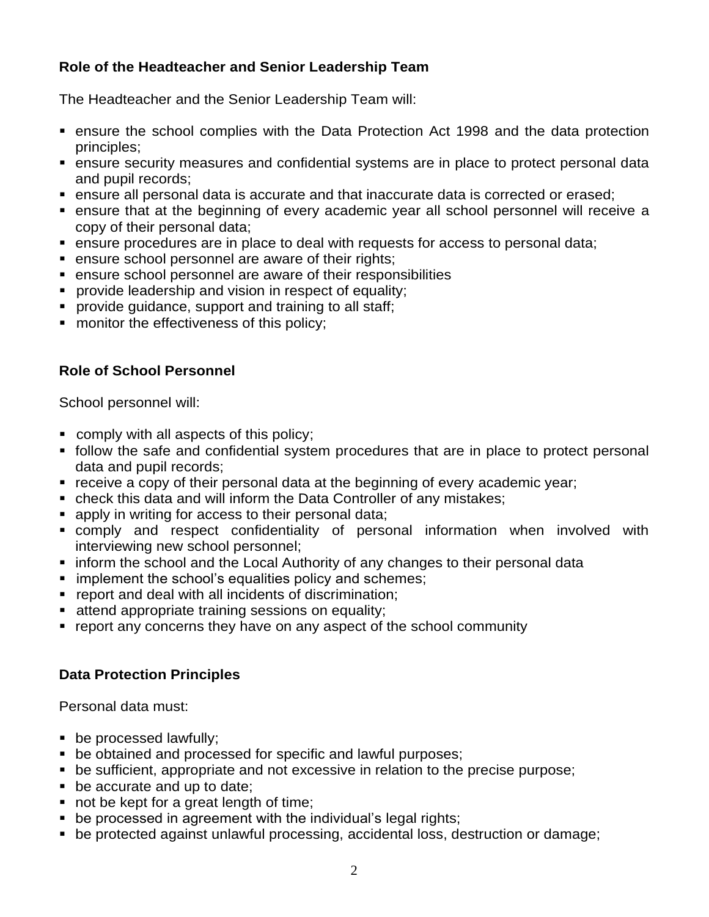**Role of the Headteacher and Senior Leadership Team**

The Headteacher and the Senior Leadership Team will:

- ensure the school complies with the Data Protection Act 1998 and the data protection principles;
- ensure security measures and confidential systems are in place to protect personal data and pupil records;
- ensure all personal data is accurate and that inaccurate data is corrected or erased;
- ensure that at the beginning of every academic year all school personnel will receive a copy of their personal data;
- ensure procedures are in place to deal with requests for access to personal data;
- ensure school personnel are aware of their rights;
- ensure school personnel are aware of their responsibilities
- provide leadership and vision in respect of equality;
- provide guidance, support and training to all staff;
- monitor the effectiveness of this policy;

**Role of School Personnel**

School personnel will:

- comply with all aspects of this policy;
- follow the safe and confidential system procedures that are in place to protect personal data and pupil records;
- receive a copy of their personal data at the beginning of every academic year;
- check this data and will inform the Data Controller of any mistakes;
- apply in writing for access to their personal data;
- comply and respect confidentiality of personal information when involved with interviewing new school personnel;
- inform the school and the Local Authority of any changes to their personal data
- implement the school's equalities policy and schemes;
- report and deal with all incidents of discrimination;
- attend appropriate training sessions on equality;
- report any concerns they have on any aspect of the school community

**Data Protection Principles**

Personal data must:

- be processed lawfully;
- be obtained and processed for specific and lawful purposes;
- be sufficient, appropriate and not excessive in relation to the precise purpose;
- be accurate and up to date;
- not be kept for a great length of time;
- be processed in agreement with the individual's legal rights;
- be protected against unlawful processing, accidental loss, destruction or damage;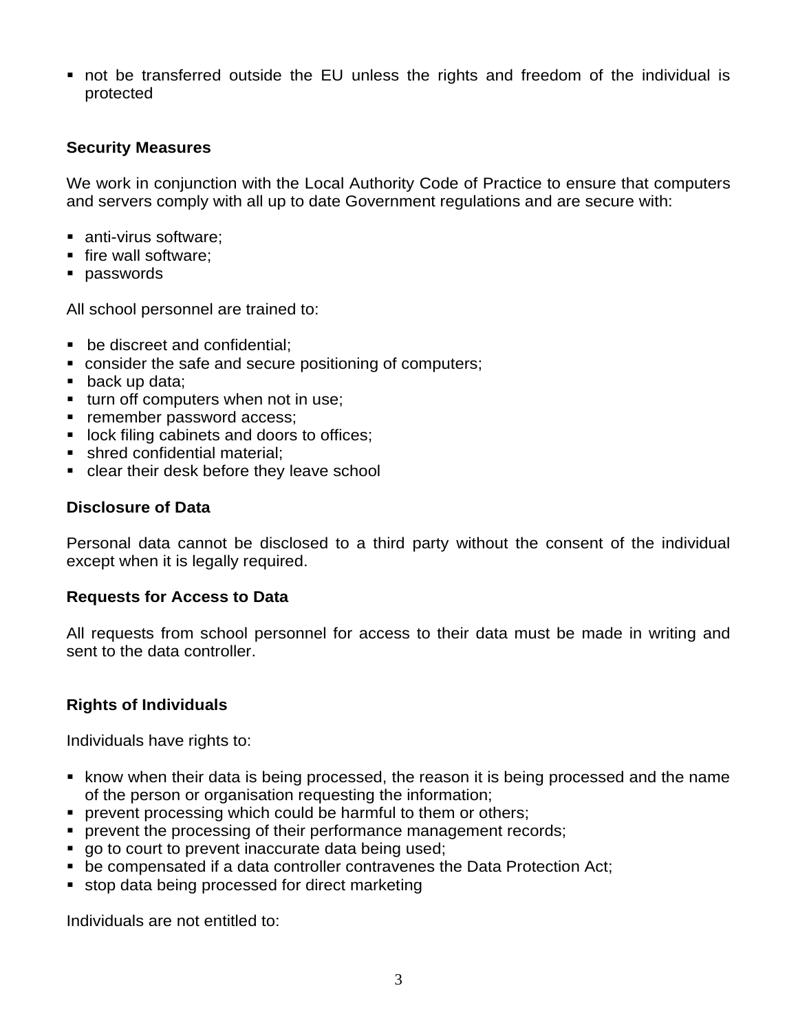- not be transferred outside the EU unless the rights and freedom of the individual is protected

**Security Measures**

We work in conjunction with the Local Authority Code of Practice to ensure that computers and servers comply with all up to date Government regulations and are secure with:

- anti-virus software;
- fire wall software;
- passwords

All school personnel are trained to:

- be discreet and confidential;
- consider the safe and secure positioning of computers;
- back up data;
- turn off computers when not in use;
- remember password access;
- lock filing cabinets and doors to offices;
- shred confidential material;
- clear their desk before they leave school

**Disclosure of Data**

Personal data cannot be disclosed to a third party without the consent of the individual except when it is legally required.

**Requests for Access to Data**

All requests from school personnel for access to their data must be made in writing and sent to the data controller.

**Rights of Individuals**

Individuals have rights to:

- know when their data is being processed, the reason it is being processed and the name of the person or organisation requesting the information;
- prevent processing which could be harmful to them or others;
- prevent the processing of their performance management records;
- go to court to prevent inaccurate data being used;
- be compensated if a data controller contravenes the Data Protection Act;
- stop data being processed for direct marketing

Individuals are not entitled to: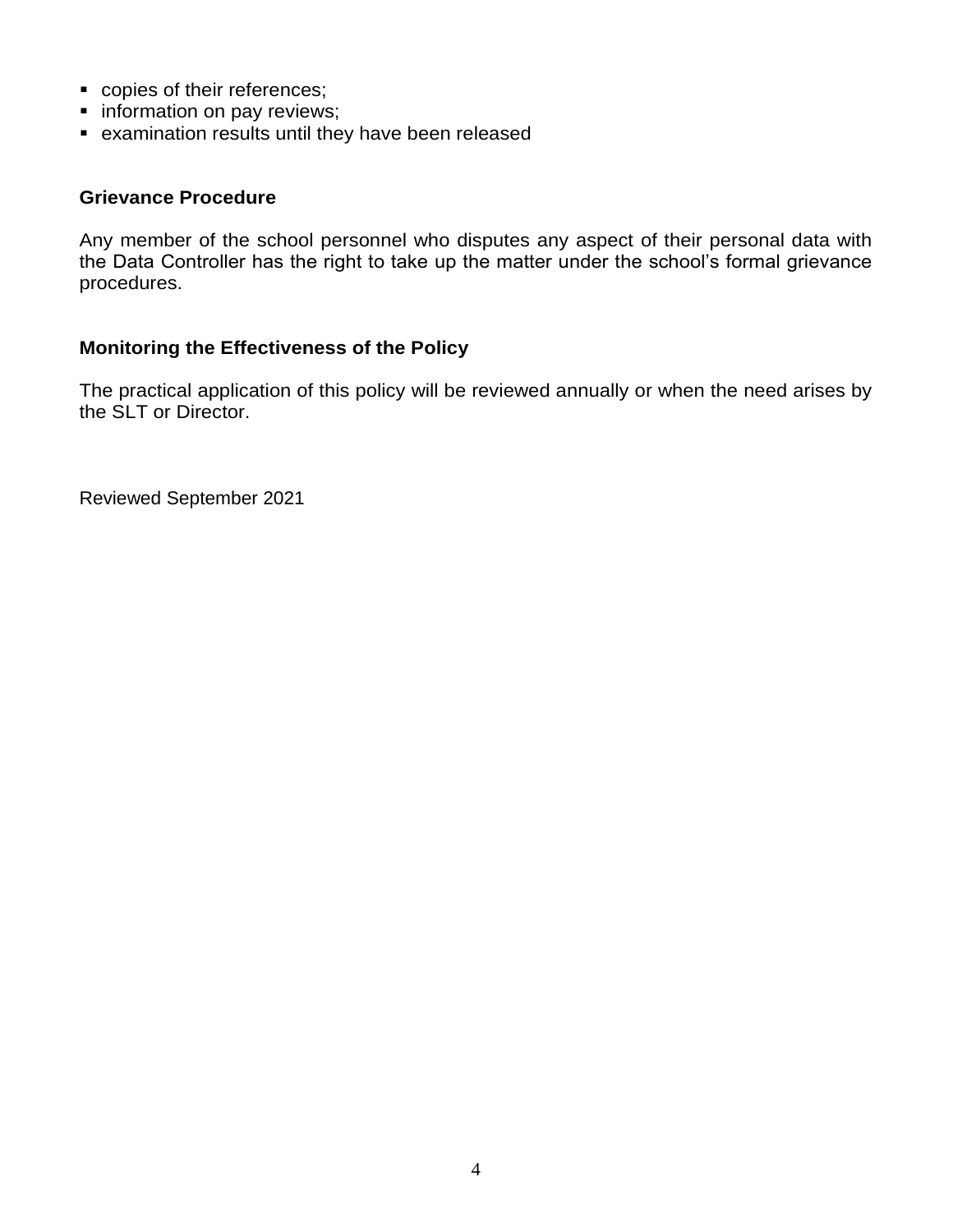- copies of their references;
- information on pay reviews;
- examination results until they have been released

**Grievance Procedure**

Any member of the school personnel who disputes any aspect of their personal data with the Data Controller has the right to take up the matter under the school's formal grievance procedures.

**Monitoring the Effectiveness of the Policy**

The practical application of this policy will be reviewed annually or when the need arises by the SLT or Director.

Reviewed September 2021